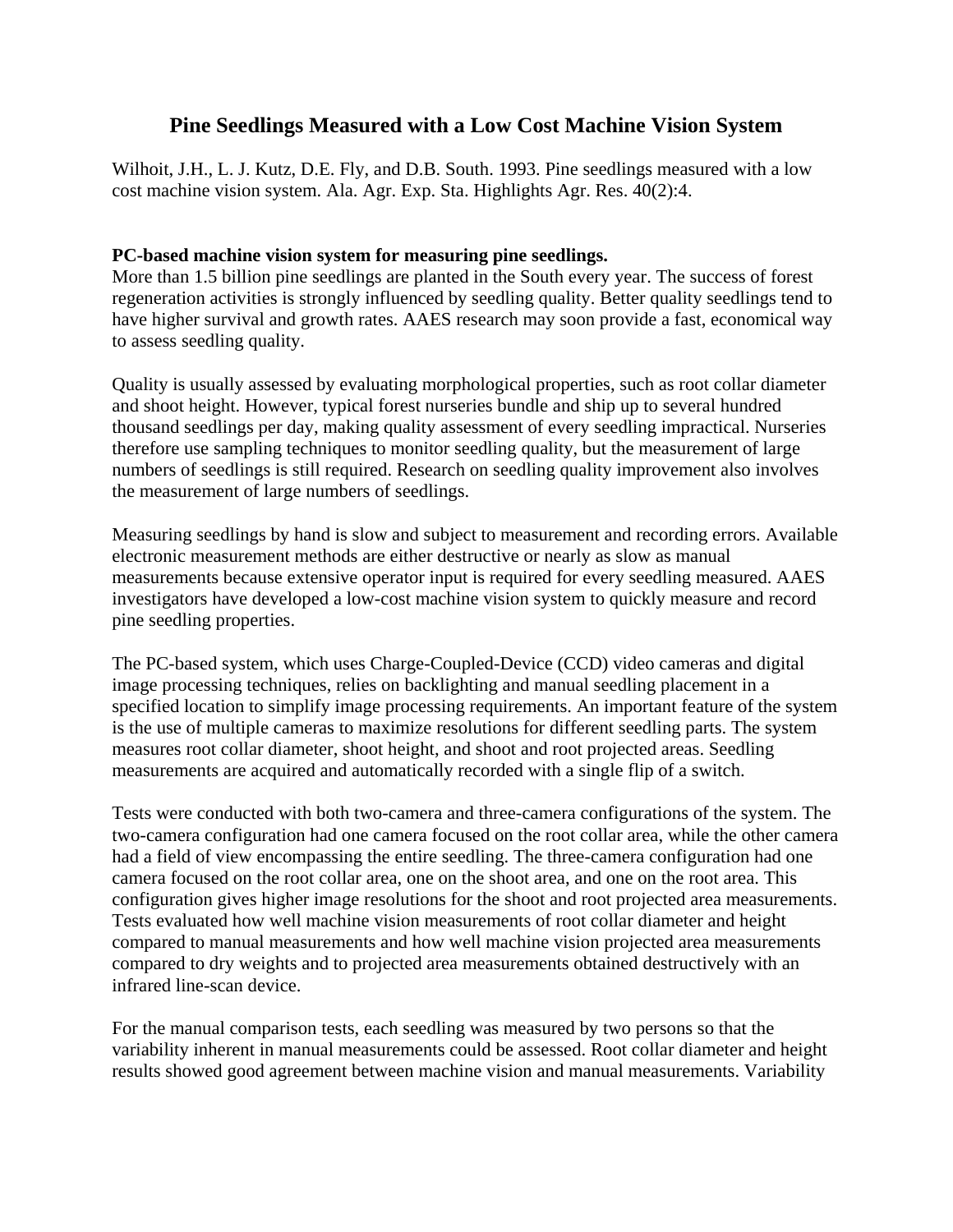# Pine Seedlings Measured with a Low Cost Machine Vision System

Wilhoit, J.H., L. J. Kutz, D.E. Fly, and D.B. South. 1993. Pine seedlings measured with a low cost machine vision system. Ala. Agr. Exp. Sta. Highlights Agr. Res. 40(2):4.

**PC-based machine vision system for measuring pine seedlings.**

More than 1.5 billion pine seedlings are planted in the South every year. The success of forest regeneration activities is strongly influenced by seedling quality. Better quality seedlings tend to have higher survival and growth rates. AAES research may soon provide a fast, economical way to assess seedling quality.

Quality is usually assessed by evaluating morphological properties, such as root collar diameter and shoot height. However, typical forest nurseries bundle and ship up to several hundred thousand seedlings per day, making quality assessment of every seedling impractical. Nurseries therefore use sampling techniques to monitor seedling quality, but the measurement of large numbers of seedlings is still required. Research on seedling quality improvement also involves the measurement of large numbers of seedlings.

Measuring seedlings by hand is slow and subject to measurement and recording errors. Available electronic measurement methods are either destructive or nearly as slow as manual measurements because extensive operator input is required for every seedling measured. AAES investigators have developed a low-cost machine vision system to quickly measure and record pine seedling properties.

The PC-based system, which uses Charge-Coupled-Device (CCD) video cameras and digital image processing techniques, relies on backlighting and manual seedling placement in a specified location to simplify image processing requirements. An important feature of the system is the use of multiple cameras to maximize resolutions for different seedling parts. The system measures root collar diameter, shoot height, and shoot and root projected areas. Seedling measurements are acquired and automatically recorded with a single flip of a switch.

Tests were conducted with both two-camera and three-camera configurations of the system. The two-camera configuration had one camera focused on the root collar area, while the other camera had a field of view encompassing the entire seedling. The three-camera configuration had one camera focused on the root collar area, one on the shoot area, and one on the root area. This configuration gives higher image resolutions for the shoot and root projected area measurements. Tests evaluated how well machine vision measurements of root collar diameter and height compared to manual measurements and how well machine vision projected area measurements compared to dry weights and to projected area measurements obtained destructively with an infrared line-scan device.

For the manual comparison tests, each seedling was measured by two persons so that the variability inherent in manual measurements could be assessed. Root collar diameter and height results showed good agreement between machine vision and manual measurements. Variability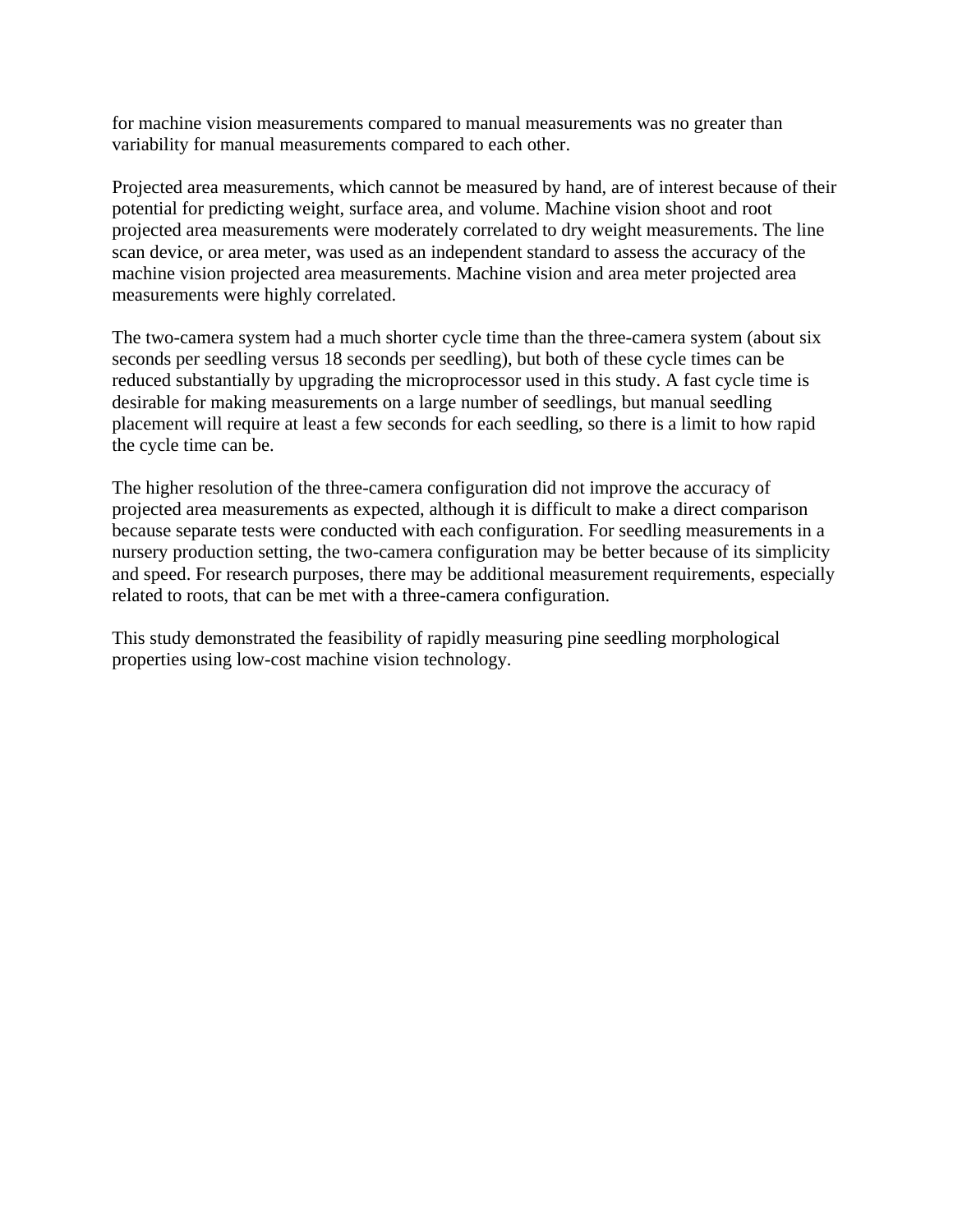for machine vision measurements compared to manual measurements was no greater than variability for manual measurements compared to each other.

Projected area measurements, which cannot be measured by hand, are of interest because of their potential for predicting weight, surface area, and volume. Machine vision shoot and root projected area measurements were moderately correlated to dry weight measurements. The line scan device, or area meter, was used as an independent standard to assess the accuracy of the machine vision projected area measurements. Machine vision and area meter projected area measurements were highly correlated.

The two-camera system had a much shorter cycle time than the three-camera system (about six seconds per seedling versus 18 seconds per seedling), but both of these cycle times can be reduced substantially by upgrading the microprocessor used in this study. A fast cycle time is desirable for making measurements on a large number of seedlings, but manual seedling placement will require at least a few seconds for each seedling, so there is a limit to how rapid the cycle time can be.

The higher resolution of the three-camera configuration did not improve the accuracy of projected area measurements as expected, although it is difficult to make a direct comparison because separate tests were conducted with each configuration. For seedling measurements in a nursery production setting, the two-camera configuration may be better because of its simplicity and speed. For research purposes, there may be additional measurement requirements, especially related to roots, that can be met with a three-camera configuration.

This study demonstrated the feasibility of rapidly measuring pine seedling morphological properties using low-cost machine vision technology.